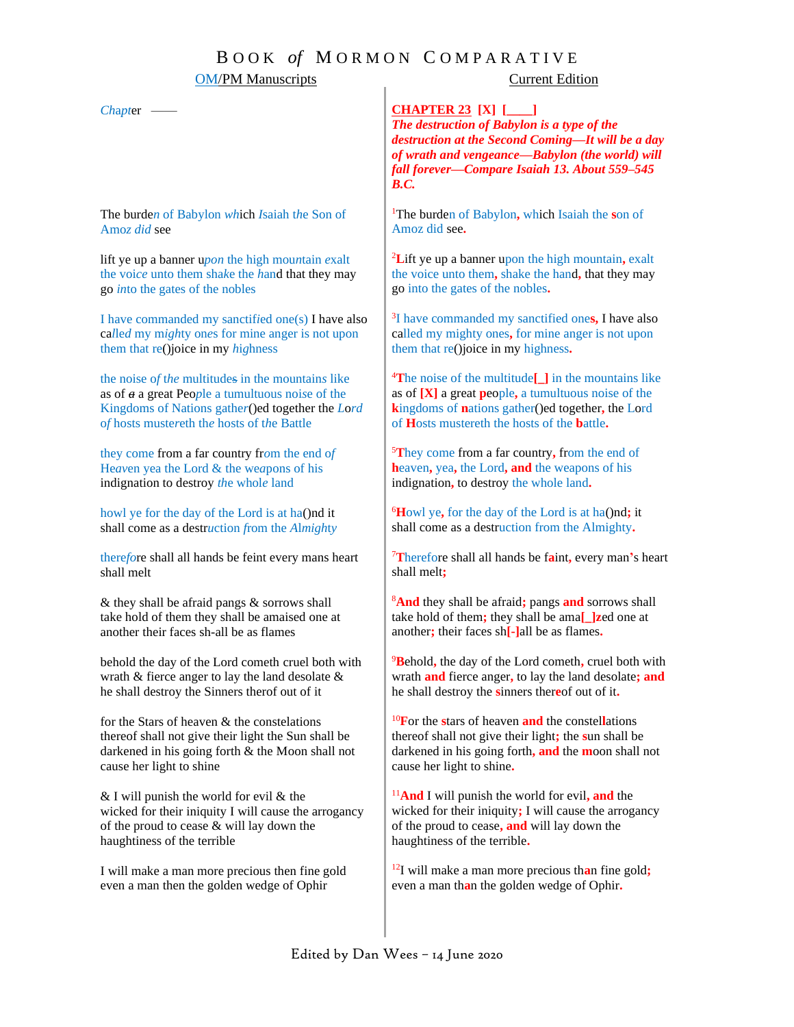# Book *of* Mormon Comparative

| OM/PM Manuscripts | Current Edition |
|---|---|
| *Chapt*er —— | **CHAPTER 23 [X] [____]** ***The destruction of Babylon is a type of the destruction at the Second Coming—It will be a day of wrath and vengeance—Babylon (the world) will fall forever—Compare Isaiah 13. About 559–545 B.C.*** |
| The burde*n* of Babylon *wh*ich *I*saiah *t*he Son of Amoz *did* see | [1]The burden of Babylon**,** which Isaiah the **s**on of Amoz did see**.** |
| lift ye up a banner u*pon* the high moun*t*ain *e*xalt the voi*c*e unto them sha*k*e the *h*and that they may go *in*to the gates of the nobles | [2]**L**ift ye up a banner upon the high mountain**,** exalt the voice unto them**,** shake the hand**,** that they may go into the gates of the nobles**.** |
| I have commanded my sanctif*i*ed one(s) I have also ca*lled* my migh*t*y ones for mine anger is not upon them that re()joice in my *h*ighness | [3]I have commanded my sanctified one**s,** I have also called my mighty ones**,** for mine anger is not upon them that re()joice in my highness**.** |
| the noise *o*f t*he* multitude~~s~~ in the mountain*s* like as of ~~a~~ a great Peo*p*le a tumultuous noise of the Kingdoms of Nations gathe*r*()ed together the *L*o*rd* *of* hosts muste*r*eth the hosts of t*he* Battle | [4]**T**he noise of the multitude**[_]** in the mountains like as of **[X]** a great **p**eople**,** a tumultuous noise of the **k**ingdoms of **n**ations gather()ed together**,** the Lord of **H**osts mustereth the hosts of the **b**attle**.** |
| they come from a far country fr*om* the end *of* He*a*ven yea the Lord & the we*a*pons of his indignation to destroy *the* whol*e* land | [5]**T**hey come from a far country**,** from the end of **h**eaven**,** yea**,** the Lord**, and** the weapons of his indignation**,** to destroy the whole land**.** |
| howl ye for the day of the Lord is at ha()nd it shall come as a destr*uction* *f*rom the *Almighty* | [6]**H**owl ye**,** for the day of the Lord is at ha()nd**;** it shall come as a destruction from the Almighty**.** |
| there*fo*re shall all hands be feint every mans heart shall melt | [7]**T**herefore shall all hands be f**a**int**,** every man**'**s heart shall melt**;** |
| & they shall be afraid pangs & sorrows shall take hold of them they shall be amaised one at another their faces sh-all be as flames | [8]**And** they shall be afraid**;** pangs **and** sorrows shall take hold of them**;** they shall be ama**[_]z**ed one at another**;** their faces sh**[-]**all be as flames**.** |
| behold the day of the Lord cometh cruel both with wrath & fierce anger to lay the land desolate & he shall destroy the Sinners therof out of it | [9]**B**ehold**,** the day of the Lord cometh**,** cruel both with wrath **and** fierce anger**,** to lay the land desolate**; and** he shall destroy the **s**inners ther**e**of out of it**.** |
| for the Stars of heaven & the constelations thereof shall not give their light the Sun shall be darkened in his going forth & the Moon shall not cause her light to shine | [10]**F**or the **s**tars of heaven **and** the constel**l**ations thereof shall not give their light**;** the **s**un shall be darkened in his going forth**, and** the **m**oon shall not cause her light to shine**.** |
| & I will punish the world for evil & the wicked for their iniquity I will cause the arrogancy of the proud to cease & will lay down the haughtiness of the terrible | [11]**And** I will punish the world for evil**, and** the wicked for their iniquity**;** I will cause the arrogancy of the proud to cease**, and** will lay down the haughtiness of the terrible**.** |
| I will make a man more precious then fine gold even a man then the golden wedge of Ophir | [12]I will make a man more precious th**a**n fine gold**;** even a man th**a**n the golden wedge of Ophir**.** |

Edited by Dan Wees – 14 June 2020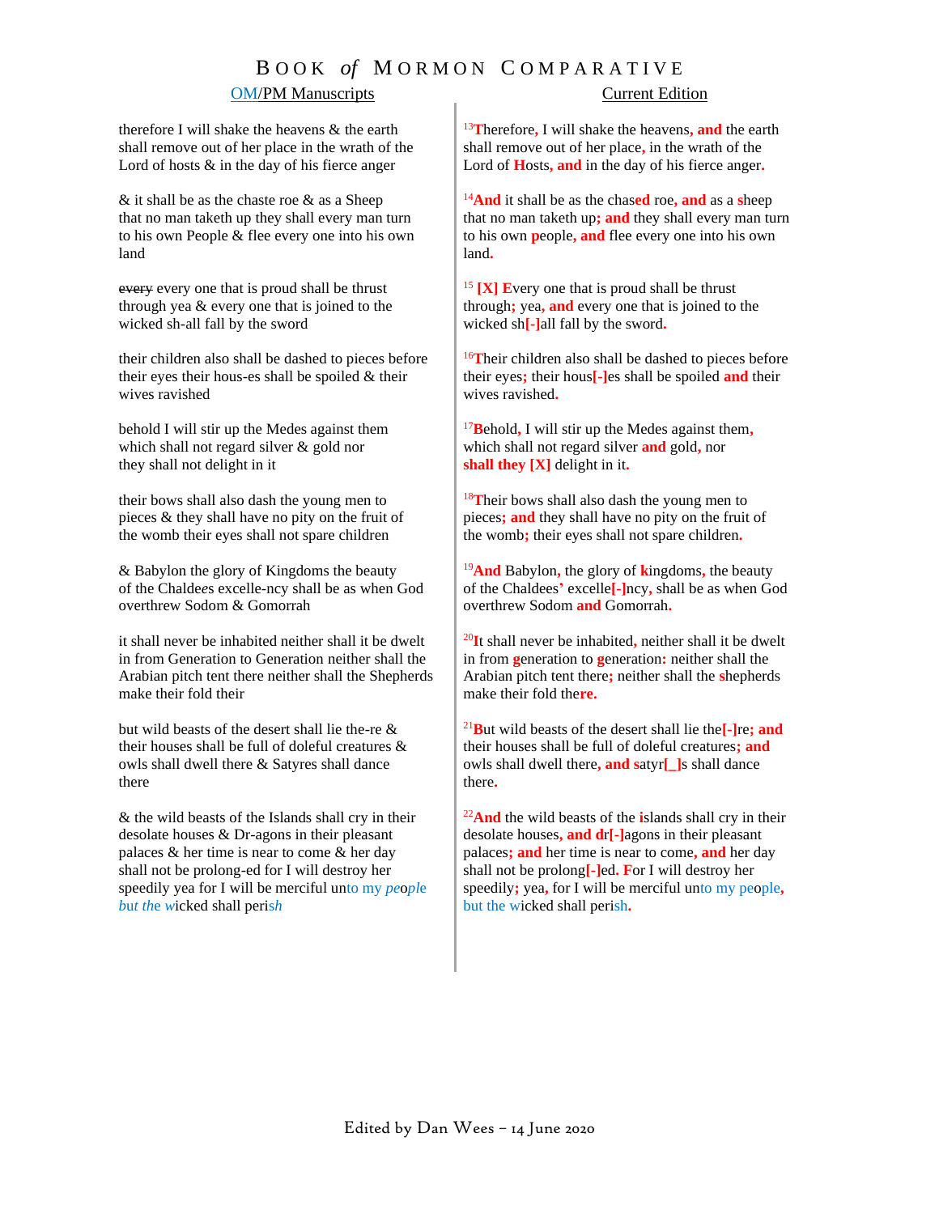# BOOK *of* MORMON COMPARATIVE

| OM/PM Manuscripts | Current Edition |
|---|---|
| therefore I will shake the heavens & the earth shall remove out of her place in the wrath of the Lord of hosts & in the day of his fierce anger | [13]Therefore, I will shake the heavens, **and** the earth shall remove out of her place, in the wrath of the Lord of **H**osts, **and** in the day of his fierce anger**.** |
| & it shall be as the chaste roe & as a Sheep that no man taketh up they shall every man turn to his own People & flee every one into his own land | [14]**And** it shall be as the chas**ed** roe, **and** as a **s**heep that no man taketh up**;** **and** they shall every man turn to his own **p**eople, **and** flee every one into his own land**.** |
| ~~every~~ every one that is proud shall be thrust through yea & every one that is joined to the wicked sh-all fall by the sword | [15] **[X] E**very one that is proud shall be thrust through**;** yea, **and** every one that is joined to the wicked sh**[-]**all fall by the sword**.** |
| their children also shall be dashed to pieces before their eyes their hous-es shall be spoiled & their wives ravished | [16]**T**heir children also shall be dashed to pieces before their eyes**;** their hous**[-]**es shall be spoiled **and** their wives ravished**.** |
| behold I will stir up the Medes against them which shall not regard silver & gold nor they shall not delight in it | [17]**B**ehold**,** I will stir up the Medes against them**,** which shall not regard silver **and** gold**,** nor **shall they [X]** delight in it**.** |
| their bows shall also dash the young men to pieces & they shall have no pity on the fruit of the womb their eyes shall not spare children | [18]**T**heir bows shall also dash the young men to pieces**;** **and** they shall have no pity on the fruit of the womb**;** their eyes shall not spare children**.** |
| & Babylon the glory of Kingdoms the beauty of the Chaldees excelle-ncy shall be as when God overthrew Sodom & Gomorrah | [19]**And** Babylon**,** the glory of **k**ingdoms**,** the beauty of the Chaldees**’** excelle**[-]**ncy**,** shall be as when God overthrew Sodom **and** Gomorrah**.** |
| it shall never be inhabited neither shall it be dwelt in from Generation to Generation neither shall the Arabian pitch tent there neither shall the Shepherds make their fold their | [20]**I**t shall never be inhabited**,** neither shall it be dwelt in from **g**eneration to **g**eneration**:** neither shall the Arabian pitch tent there**;** neither shall the **s**hepherds make their fold the**re.** |
| but wild beasts of the desert shall lie the-re & their houses shall be full of doleful creatures & owls shall dwell there & Satyres shall dance there | [21]**B**ut wild beasts of the desert shall lie the**[-]**re**; and** their houses shall be full of doleful creatures**; and** owls shall dwell there**, and s**atyr**[_]**s shall dance there**.** |
| & the wild beasts of the Islands shall cry in their desolate houses & Dr-agons in their pleasant palaces & her time is near to come & her day shall not be prolong-ed for I will destroy her speedily yea for I will be merciful unto my *pe*o*ple but the w*icked shall peri*sh* | [22]**And** the wild beasts of the **i**slands shall cry in their desolate houses**, and d**r**[-]**agons in their pleasant palaces**; and** her time is near to come**, and** her day shall not be prolong**[-]**ed**. F**or I will destroy her speedily**;** yea**,** for I will be merciful unto my people**,** but the wicked shall perish**.** |

Edited by Dan Wees – 14 June 2020